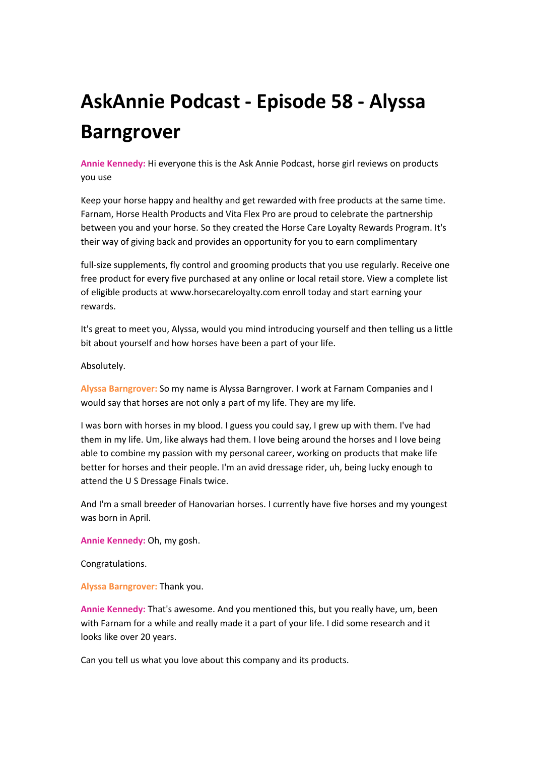# AskAnnie Podcast - Episode 58 - Alyssa Barngrover

**Annie Kennedy:** Hi everyone this is the Ask Annie Podcast, horse girl reviews on products you use

Keep your horse happy and healthy and get rewarded with free products at the same time. Farnam, Horse Health Products and Vita Flex Pro are proud to celebrate the partnership between you and your horse. So they created the Horse Care Loyalty Rewards Program. It's their way of giving back and provides an opportunity for you to earn complimentary

full-size supplements, fly control and grooming products that you use regularly. Receive one free product for every five purchased at any online or local retail store. View a complete list of eligible products at www.horsecareloyalty.com enroll today and start earning your rewards.

It's great to meet you, Alyssa, would you mind introducing yourself and then telling us a little bit about yourself and how horses have been a part of your life.

Absolutely.

**Alyssa Barngrover:** So my name is Alyssa Barngrover. I work at Farnam Companies and I would say that horses are not only a part of my life. They are my life.

I was born with horses in my blood. I guess you could say, I grew up with them. I've had them in my life. Um, like always had them. I love being around the horses and I love being able to combine my passion with my personal career, working on products that make life better for horses and their people. I'm an avid dressage rider, uh, being lucky enough to attend the U S Dressage Finals twice.

And I'm a small breeder of Hanovarian horses. I currently have five horses and my youngest was born in April.

**Annie Kennedy:** Oh, my gosh.

Congratulations.

**Alyssa Barngrover:** Thank you.

**Annie Kennedy:** That's awesome. And you mentioned this, but you really have, um, been with Farnam for a while and really made it a part of your life. I did some research and it looks like over 20 years.

Can you tell us what you love about this company and its products.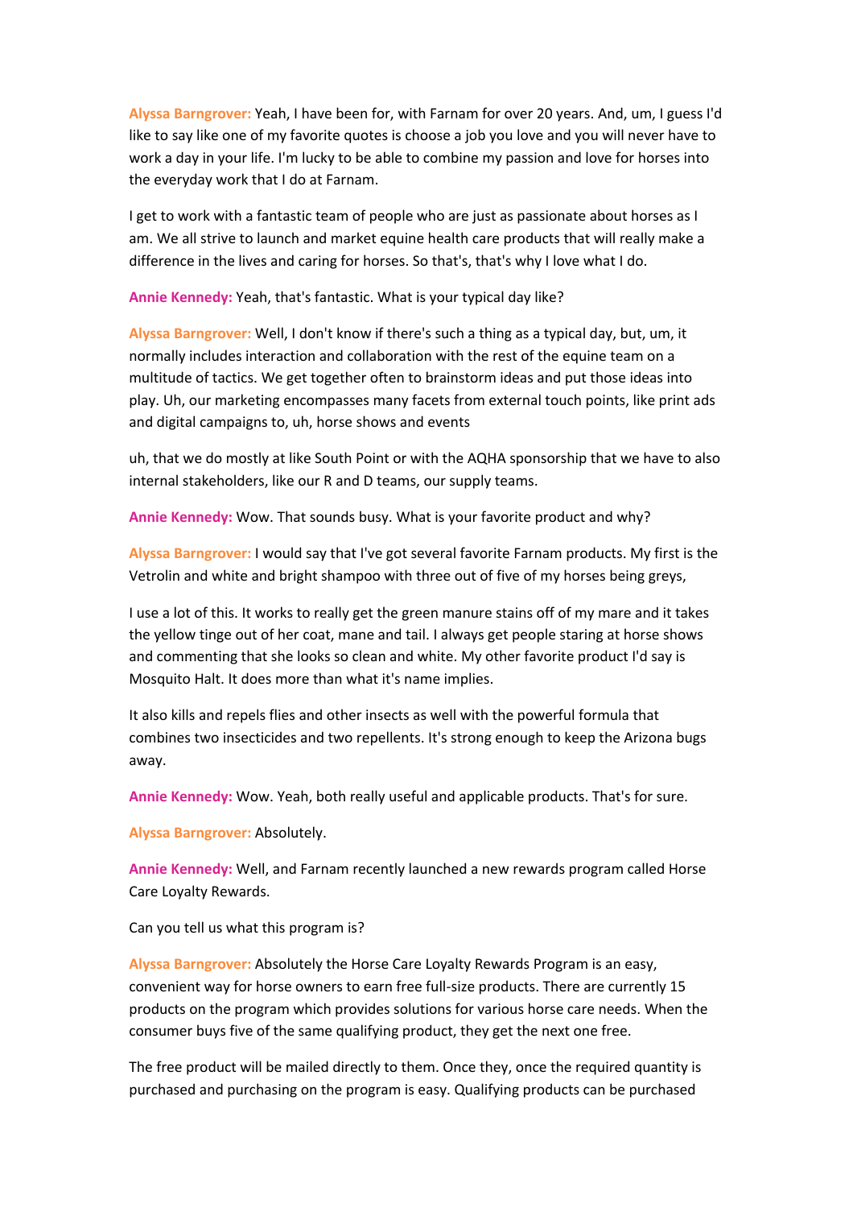**Alyssa Barngrover:** Yeah, I have been for, with Farnam for over 20 years. And, um, I guess I'd like to say like one of my favorite quotes is choose a job you love and you will never have to work a day in your life. I'm lucky to be able to combine my passion and love for horses into the everyday work that I do at Farnam.

I get to work with a fantastic team of people who are just as passionate about horses as I am. We all strive to launch and market equine health care products that will really make a difference in the lives and caring for horses. So that's, that's why I love what I do.

**Annie Kennedy:** Yeah, that's fantastic. What is your typical day like?

**Alyssa Barngrover:** Well, I don't know if there's such a thing as a typical day, but, um, it normally includes interaction and collaboration with the rest of the equine team on a multitude of tactics. We get together often to brainstorm ideas and put those ideas into play. Uh, our marketing encompasses many facets from external touch points, like print ads and digital campaigns to, uh, horse shows and events

uh, that we do mostly at like South Point or with the AQHA sponsorship that we have to also internal stakeholders, like our R and D teams, our supply teams.

**Annie Kennedy:** Wow. That sounds busy. What is your favorite product and why?

**Alyssa Barngrover:** I would say that I've got several favorite Farnam products. My first is the Vetrolin and white and bright shampoo with three out of five of my horses being greys,

I use a lot of this. It works to really get the green manure stains off of my mare and it takes the yellow tinge out of her coat, mane and tail. I always get people staring at horse shows and commenting that she looks so clean and white. My other favorite product I'd say is Mosquito Halt. It does more than what it's name implies.

It also kills and repels flies and other insects as well with the powerful formula that combines two insecticides and two repellents. It's strong enough to keep the Arizona bugs away.

**Annie Kennedy:** Wow. Yeah, both really useful and applicable products. That's for sure.

**Alyssa Barngrover:** Absolutely.

**Annie Kennedy:** Well, and Farnam recently launched a new rewards program called Horse Care Loyalty Rewards.

Can you tell us what this program is?

**Alyssa Barngrover:** Absolutely the Horse Care Loyalty Rewards Program is an easy, convenient way for horse owners to earn free full-size products. There are currently 15 products on the program which provides solutions for various horse care needs. When the consumer buys five of the same qualifying product, they get the next one free.

The free product will be mailed directly to them. Once they, once the required quantity is purchased and purchasing on the program is easy. Qualifying products can be purchased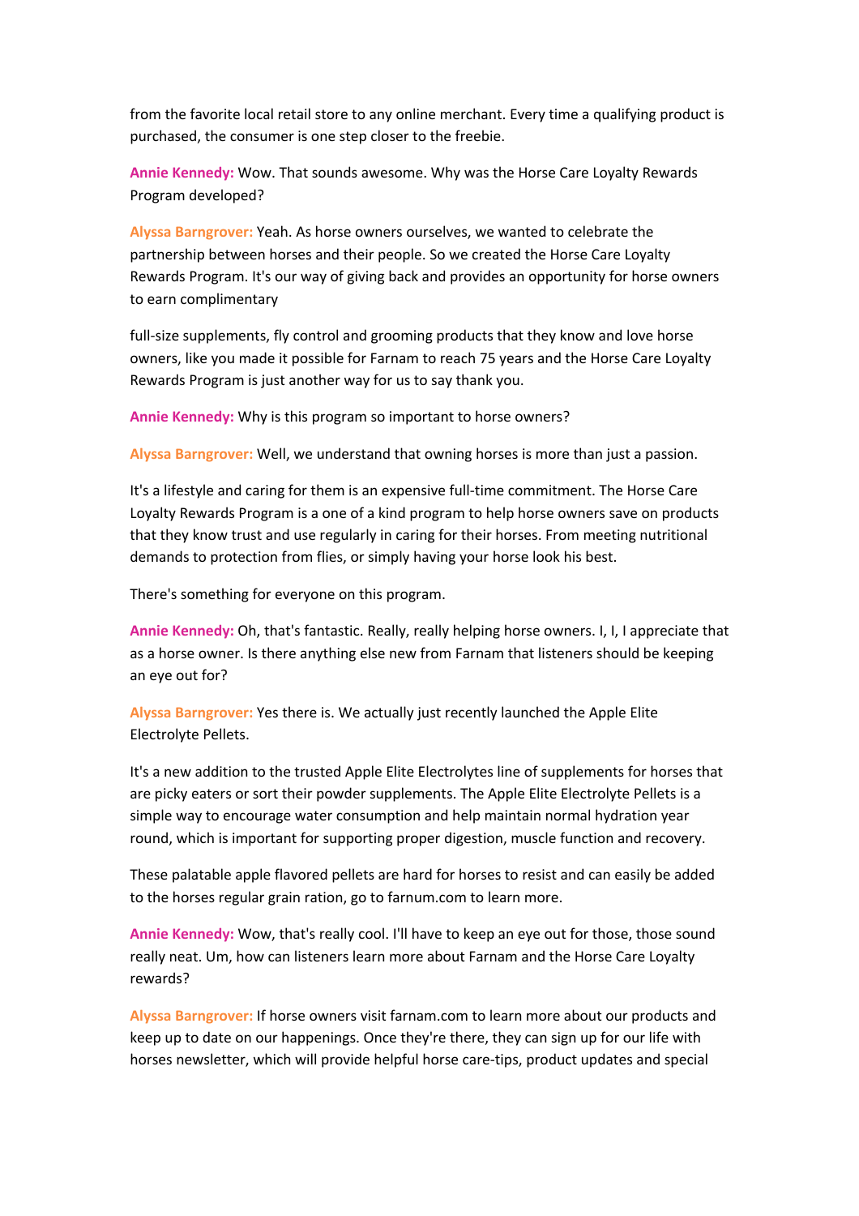from the favorite local retail store to any online merchant. Every time a qualifying product is purchased, the consumer is one step closer to the freebie.

**Annie Kennedy:** Wow. That sounds awesome. Why was the Horse Care Loyalty Rewards Program developed?

**Alyssa Barngrover:** Yeah. As horse owners ourselves, we wanted to celebrate the partnership between horses and their people. So we created the Horse Care Loyalty Rewards Program. It's our way of giving back and provides an opportunity for horse owners to earn complimentary

full-size supplements, fly control and grooming products that they know and love horse owners, like you made it possible for Farnam to reach 75 years and the Horse Care Loyalty Rewards Program is just another way for us to say thank you.

**Annie Kennedy:** Why is this program so important to horse owners?

**Alyssa Barngrover:** Well, we understand that owning horses is more than just a passion.

It's a lifestyle and caring for them is an expensive full-time commitment. The Horse Care Loyalty Rewards Program is a one of a kind program to help horse owners save on products that they know trust and use regularly in caring for their horses. From meeting nutritional demands to protection from flies, or simply having your horse look his best.

There's something for everyone on this program.

**Annie Kennedy:** Oh, that's fantastic. Really, really helping horse owners. I, I, I appreciate that as a horse owner. Is there anything else new from Farnam that listeners should be keeping an eye out for?

**Alyssa Barngrover:** Yes there is. We actually just recently launched the Apple Elite Electrolyte Pellets.

It's a new addition to the trusted Apple Elite Electrolytes line of supplements for horses that are picky eaters or sort their powder supplements. The Apple Elite Electrolyte Pellets is a simple way to encourage water consumption and help maintain normal hydration year round, which is important for supporting proper digestion, muscle function and recovery.

These palatable apple flavored pellets are hard for horses to resist and can easily be added to the horses regular grain ration, go to farnum.com to learn more.

**Annie Kennedy:** Wow, that's really cool. I'll have to keep an eye out for those, those sound really neat. Um, how can listeners learn more about Farnam and the Horse Care Loyalty rewards?

**Alyssa Barngrover:** If horse owners visit farnam.com to learn more about our products and keep up to date on our happenings. Once they're there, they can sign up for our life with horses newsletter, which will provide helpful horse care-tips, product updates and special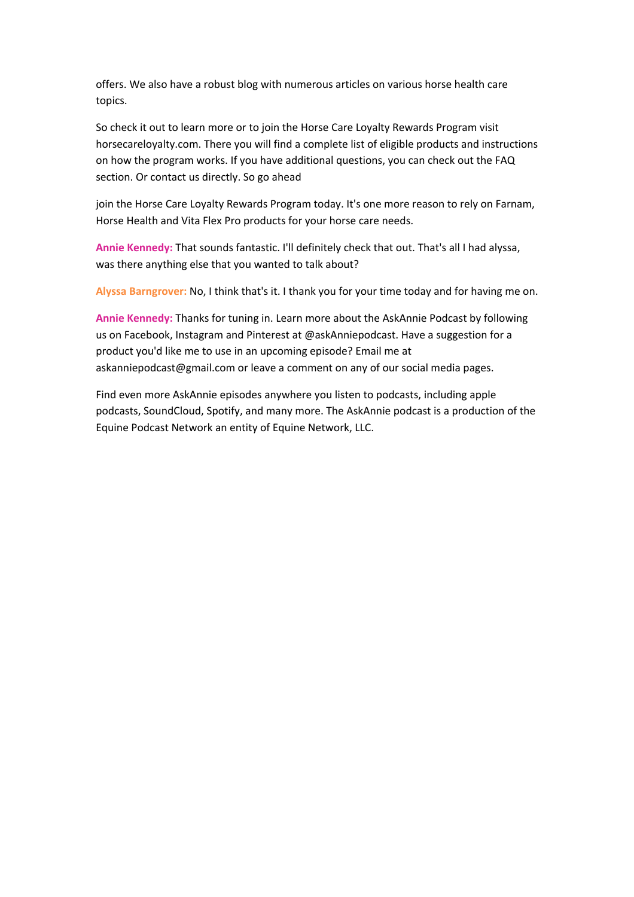offers. We also have a robust blog with numerous articles on various horse health care topics.

So check it out to learn more or to join the Horse Care Loyalty Rewards Program visit horsecareloyalty.com. There you will find a complete list of eligible products and instructions on how the program works. If you have additional questions, you can check out the FAQ section. Or contact us directly. So go ahead

join the Horse Care Loyalty Rewards Program today. It's one more reason to rely on Farnam, Horse Health and Vita Flex Pro products for your horse care needs.

**Annie Kennedy:** That sounds fantastic. I'll definitely check that out. That's all I had alyssa, was there anything else that you wanted to talk about?

**Alyssa Barngrover:** No, I think that's it. I thank you for your time today and for having me on.

**Annie Kennedy:** Thanks for tuning in. Learn more about the AskAnnie Podcast by following us on Facebook, Instagram and Pinterest at @askAnniepodcast. Have a suggestion for a product you'd like me to use in an upcoming episode? Email me at askanniepodcast@gmail.com or leave a comment on any of our social media pages.

Find even more AskAnnie episodes anywhere you listen to podcasts, including apple podcasts, SoundCloud, Spotify, and many more. The AskAnnie podcast is a production of the Equine Podcast Network an entity of Equine Network, LLC.